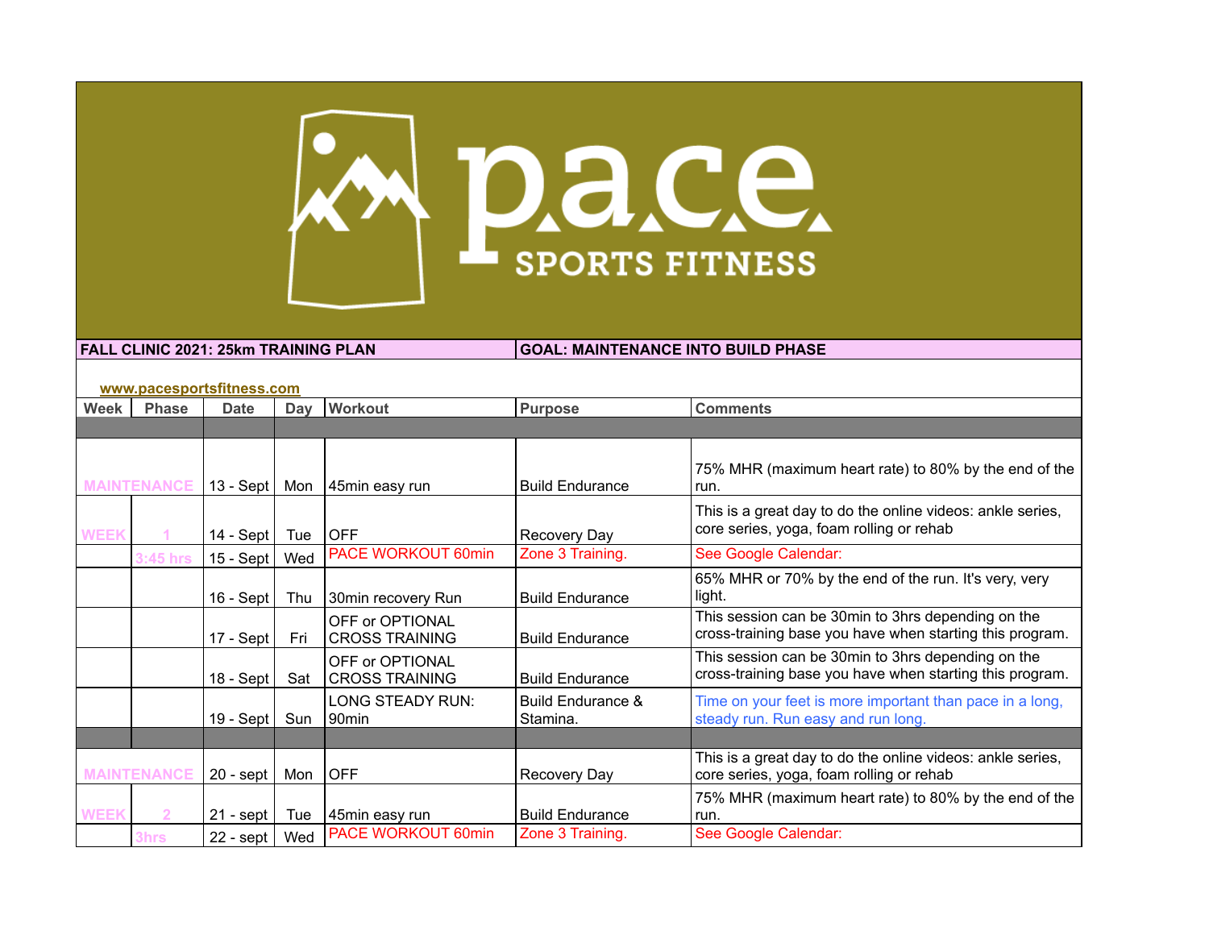p.a.c.e. SPORTS FITNESS

**FALL CLINIC 2021: 25km TRAINING PLAN** | **GOAL: MAINTENANCE INTO BUILD PHASE**

www.pacesportsfitness.com

| Week | Phase | Date | Day | Workout | Purpose | Comments |
|---|---|---|---|---|---|---|
| MAINTENANCE | | 13 - Sept | Mon | 45min easy run | Build Endurance | 75% MHR (maximum heart rate) to 80% by the end of the run. |
| WEEK | 1 | 14 - Sept | Tue | OFF | Recovery Day | This is a great day to do the online videos: ankle series, core series, yoga, foam rolling or rehab |
| | 3:45 hrs | 15 - Sept | Wed | PACE WORKOUT 60min | Zone 3 Training. | See Google Calendar: |
| | | 16 - Sept | Thu | 30min recovery Run | Build Endurance | 65% MHR or 70% by the end of the run. It's very, very light. |
| | | 17 - Sept | Fri | OFF or OPTIONAL CROSS TRAINING | Build Endurance | This session can be 30min to 3hrs depending on the cross-training base you have when starting this program. |
| | | 18 - Sept | Sat | OFF or OPTIONAL CROSS TRAINING | Build Endurance | This session can be 30min to 3hrs depending on the cross-training base you have when starting this program. |
| | | 19 - Sept | Sun | LONG STEADY RUN: 90min | Build Endurance & Stamina. | Time on your feet is more important than pace in a long, steady run. Run easy and run long. |
| MAINTENANCE | | 20 - sept | Mon | OFF | Recovery Day | This is a great day to do the online videos: ankle series, core series, yoga, foam rolling or rehab |
| WEEK | 2 | 21 - sept | Tue | 45min easy run | Build Endurance | 75% MHR (maximum heart rate) to 80% by the end of the run. |
| | 3hrs | 22 - sept | Wed | PACE WORKOUT 60min | Zone 3 Training. | See Google Calendar: |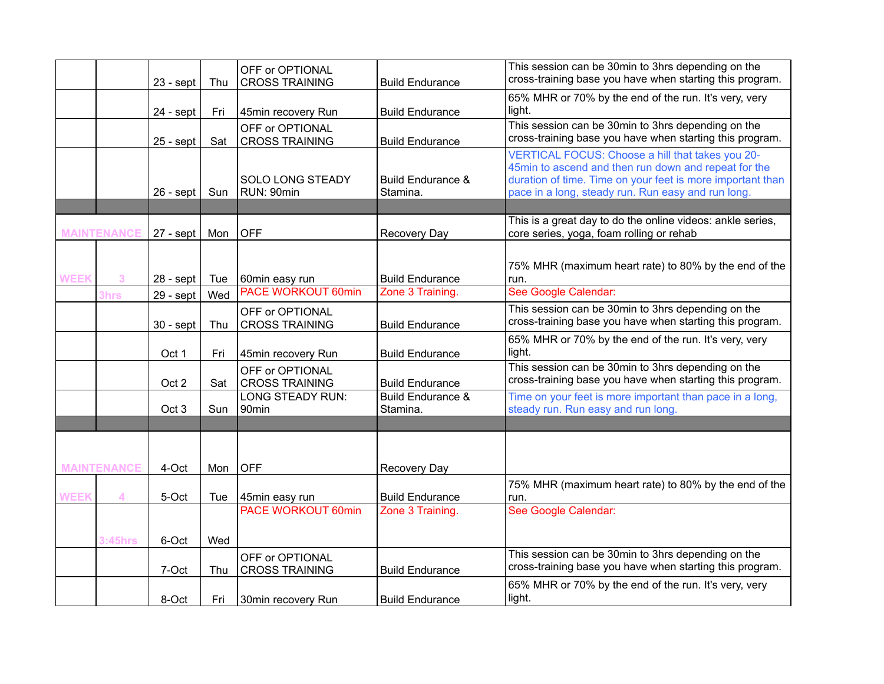| | | | | | | |
|---|---|---|---|---|---|---|
| | | 23 - sept | Thu | OFF or OPTIONAL CROSS TRAINING | Build Endurance | This session can be 30min to 3hrs depending on the cross-training base you have when starting this program. |
| | | 24 - sept | Fri | 45min recovery Run | Build Endurance | 65% MHR or 70% by the end of the run. It's very, very light. |
| | | 25 - sept | Sat | OFF or OPTIONAL CROSS TRAINING | Build Endurance | This session can be 30min to 3hrs depending on the cross-training base you have when starting this program. |
| | | 26 - sept | Sun | SOLO LONG STEADY RUN: 90min | Build Endurance & Stamina. | VERTICAL FOCUS: Choose a hill that takes you 20-45min to ascend and then run down and repeat for the duration of time. Time on your feet is more important than pace in a long, steady run. Run easy and run long. |
| | | | | | | |
| MAINTENANCE | | 27 - sept | Mon | OFF | Recovery Day | This is a great day to do the online videos: ankle series, core series, yoga, foam rolling or rehab |
| WEEK | 3 | 28 - sept | Tue | 60min easy run | Build Endurance | 75% MHR (maximum heart rate) to 80% by the end of the run. |
| | 3hrs | 29 - sept | Wed | PACE WORKOUT 60min | Zone 3 Training. | See Google Calendar: |
| | | 30 - sept | Thu | OFF or OPTIONAL CROSS TRAINING | Build Endurance | This session can be 30min to 3hrs depending on the cross-training base you have when starting this program. |
| | | Oct 1 | Fri | 45min recovery Run | Build Endurance | 65% MHR or 70% by the end of the run. It's very, very light. |
| | | Oct 2 | Sat | OFF or OPTIONAL CROSS TRAINING | Build Endurance | This session can be 30min to 3hrs depending on the cross-training base you have when starting this program. |
| | | Oct 3 | Sun | LONG STEADY RUN: 90min | Build Endurance & Stamina. | Time on your feet is more important than pace in a long, steady run. Run easy and run long. |
| | | | | | | |
| MAINTENANCE | | 4-Oct | Mon | OFF | Recovery Day | |
| WEEK | 4 | 5-Oct | Tue | 45min easy run | Build Endurance | 75% MHR (maximum heart rate) to 80% by the end of the run. |
| | 3:45hrs | 6-Oct | Wed | PACE WORKOUT 60min | Zone 3 Training. | See Google Calendar: |
| | | 7-Oct | Thu | OFF or OPTIONAL CROSS TRAINING | Build Endurance | This session can be 30min to 3hrs depending on the cross-training base you have when starting this program. |
| | | 8-Oct | Fri | 30min recovery Run | Build Endurance | 65% MHR or 70% by the end of the run. It's very, very light. |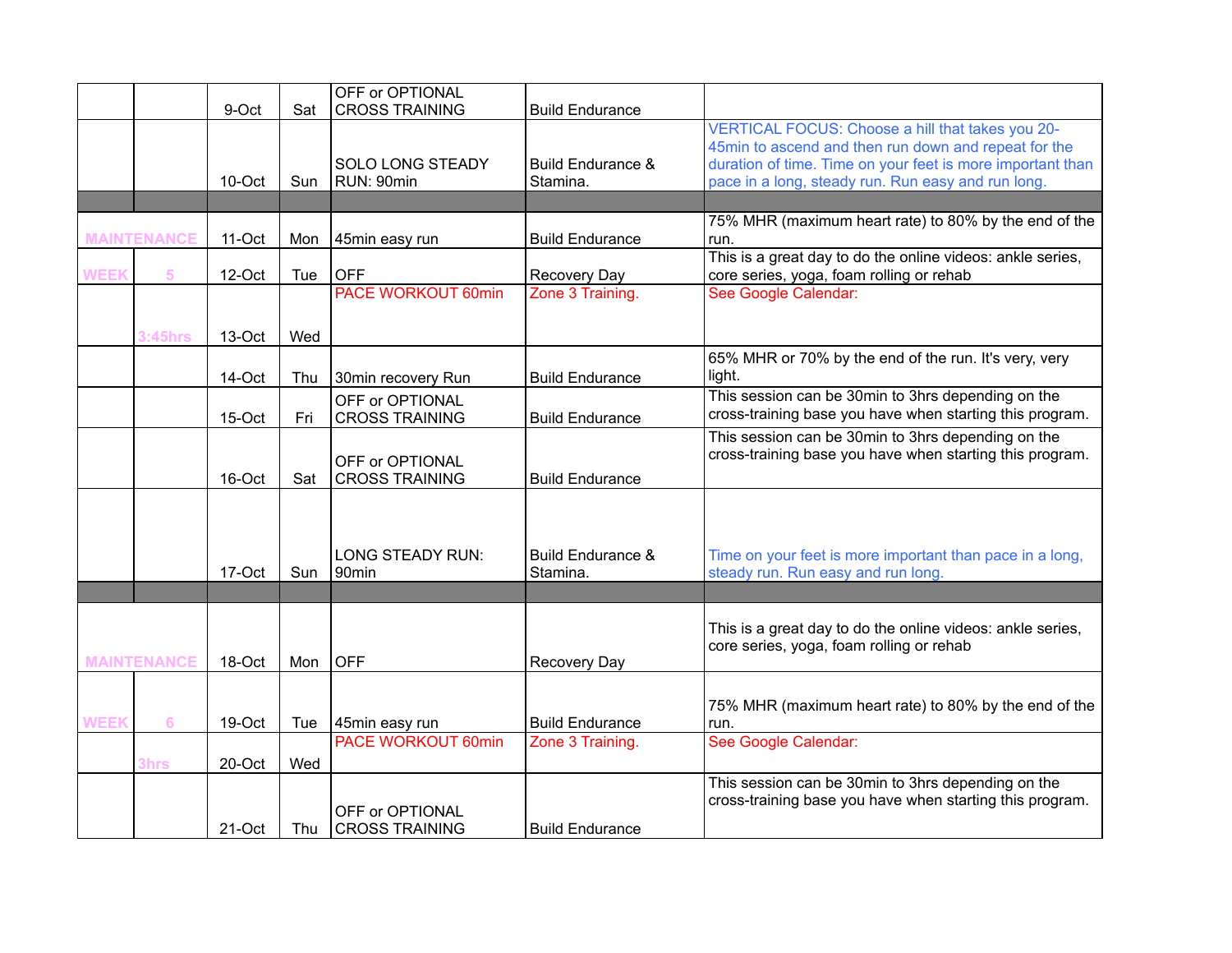| | | | | | | |
|---|---|---|---|---|---|---|
| | | 9-Oct | Sat | OFF or OPTIONAL CROSS TRAINING | Build Endurance | |
| | | 10-Oct | Sun | SOLO LONG STEADY RUN: 90min | Build Endurance & Stamina. | VERTICAL FOCUS: Choose a hill that takes you 20-45min to ascend and then run down and repeat for the duration of time. Time on your feet is more important than pace in a long, steady run. Run easy and run long. |
| | | | | | | |
| MAINTENANCE | | 11-Oct | Mon | 45min easy run | Build Endurance | 75% MHR (maximum heart rate) to 80% by the end of the run. |
| WEEK | 5 | 12-Oct | Tue | OFF | Recovery Day | This is a great day to do the online videos: ankle series, core series, yoga, foam rolling or rehab |
| | 3:45hrs | 13-Oct | Wed | PACE WORKOUT 60min | Zone 3 Training. | See Google Calendar: |
| | | 14-Oct | Thu | 30min recovery Run | Build Endurance | 65% MHR or 70% by the end of the run. It's very, very light. |
| | | 15-Oct | Fri | OFF or OPTIONAL CROSS TRAINING | Build Endurance | This session can be 30min to 3hrs depending on the cross-training base you have when starting this program. |
| | | 16-Oct | Sat | OFF or OPTIONAL CROSS TRAINING | Build Endurance | This session can be 30min to 3hrs depending on the cross-training base you have when starting this program. |
| | | 17-Oct | Sun | LONG STEADY RUN: 90min | Build Endurance & Stamina. | Time on your feet is more important than pace in a long, steady run. Run easy and run long. |
| | | | | | | |
| MAINTENANCE | | 18-Oct | Mon | OFF | Recovery Day | This is a great day to do the online videos: ankle series, core series, yoga, foam rolling or rehab |
| WEEK | 6 | 19-Oct | Tue | 45min easy run | Build Endurance | 75% MHR (maximum heart rate) to 80% by the end of the run. |
| | 3hrs | 20-Oct | Wed | PACE WORKOUT 60min | Zone 3 Training. | See Google Calendar: |
| | | 21-Oct | Thu | OFF or OPTIONAL CROSS TRAINING | Build Endurance | This session can be 30min to 3hrs depending on the cross-training base you have when starting this program. |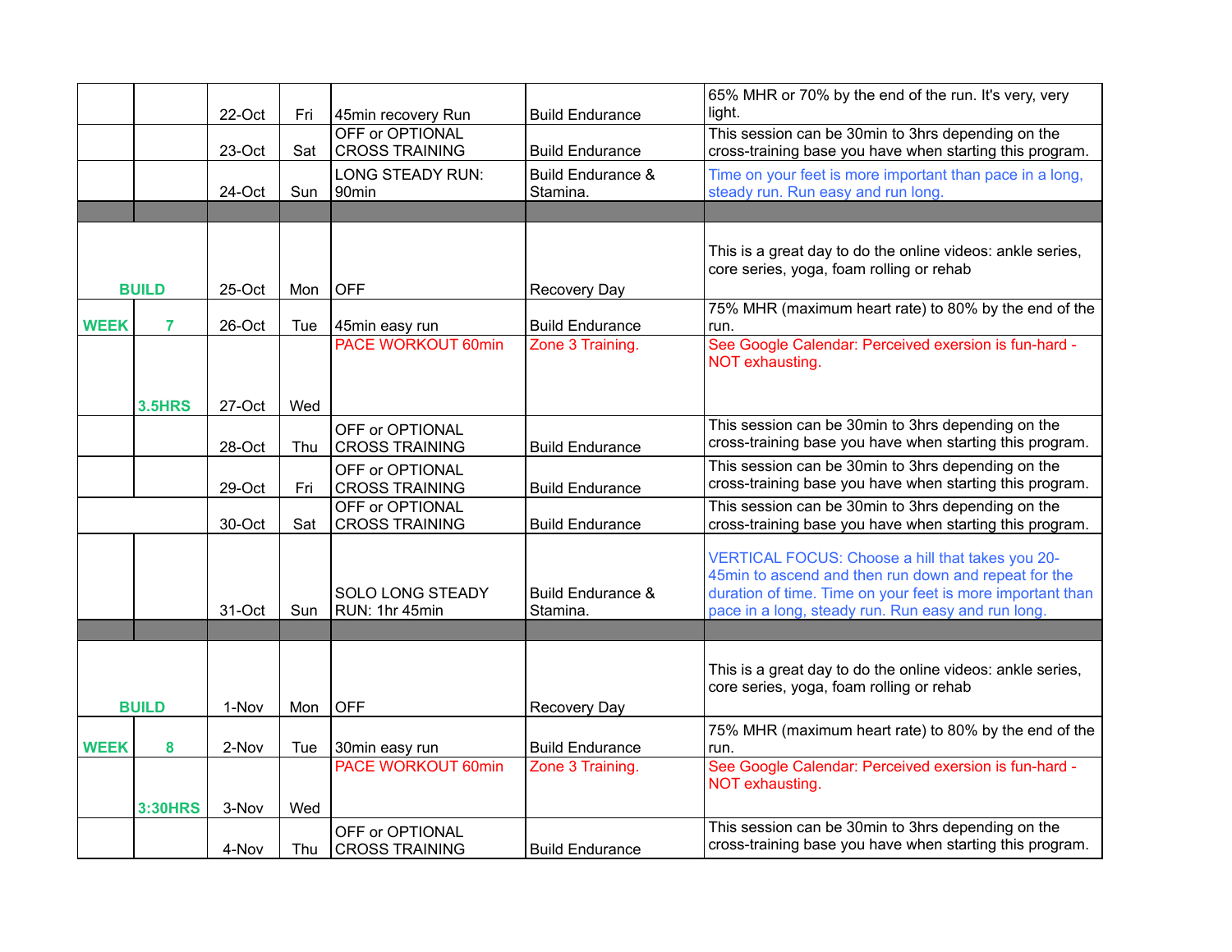|  |  |  |  |  |  |  |
|---|---|---|---|---|---|---|
|  |  | 22-Oct | Fri | 45min recovery Run | Build Endurance | 65% MHR or 70% by the end of the run. It's very, very light. |
|  |  | 23-Oct | Sat | OFF or OPTIONAL CROSS TRAINING | Build Endurance | This session can be 30min to 3hrs depending on the cross-training base you have when starting this program. |
|  |  | 24-Oct | Sun | LONG STEADY RUN: 90min | Build Endurance & Stamina. | Time on your feet is more important than pace in a long, steady run. Run easy and run long. |
|  |  |  |  |  |  |  |
| BUILD |  | 25-Oct | Mon | OFF | Recovery Day | This is a great day to do the online videos: ankle series, core series, yoga, foam rolling or rehab |
| WEEK | 7 | 26-Oct | Tue | 45min easy run | Build Endurance | 75% MHR (maximum heart rate) to 80% by the end of the run. |
|  | 3.5HRS | 27-Oct | Wed | PACE WORKOUT 60min | Zone 3 Training. | See Google Calendar: Perceived exersion is fun-hard - NOT exhausting. |
|  |  | 28-Oct | Thu | OFF or OPTIONAL CROSS TRAINING | Build Endurance | This session can be 30min to 3hrs depending on the cross-training base you have when starting this program. |
|  |  | 29-Oct | Fri | OFF or OPTIONAL CROSS TRAINING | Build Endurance | This session can be 30min to 3hrs depending on the cross-training base you have when starting this program. |
|  |  | 30-Oct | Sat | OFF or OPTIONAL CROSS TRAINING | Build Endurance | This session can be 30min to 3hrs depending on the cross-training base you have when starting this program. |
|  |  | 31-Oct | Sun | SOLO LONG STEADY RUN: 1hr 45min | Build Endurance & Stamina. | VERTICAL FOCUS: Choose a hill that takes you 20-45min to ascend and then run down and repeat for the duration of time. Time on your feet is more important than pace in a long, steady run. Run easy and run long. |
|  |  |  |  |  |  |  |
| BUILD |  | 1-Nov | Mon | OFF | Recovery Day | This is a great day to do the online videos: ankle series, core series, yoga, foam rolling or rehab |
| WEEK | 8 | 2-Nov | Tue | 30min easy run | Build Endurance | 75% MHR (maximum heart rate) to 80% by the end of the run. |
|  | 3:30HRS | 3-Nov | Wed | PACE WORKOUT 60min | Zone 3 Training. | See Google Calendar: Perceived exersion is fun-hard - NOT exhausting. |
|  |  | 4-Nov | Thu | OFF or OPTIONAL CROSS TRAINING | Build Endurance | This session can be 30min to 3hrs depending on the cross-training base you have when starting this program. |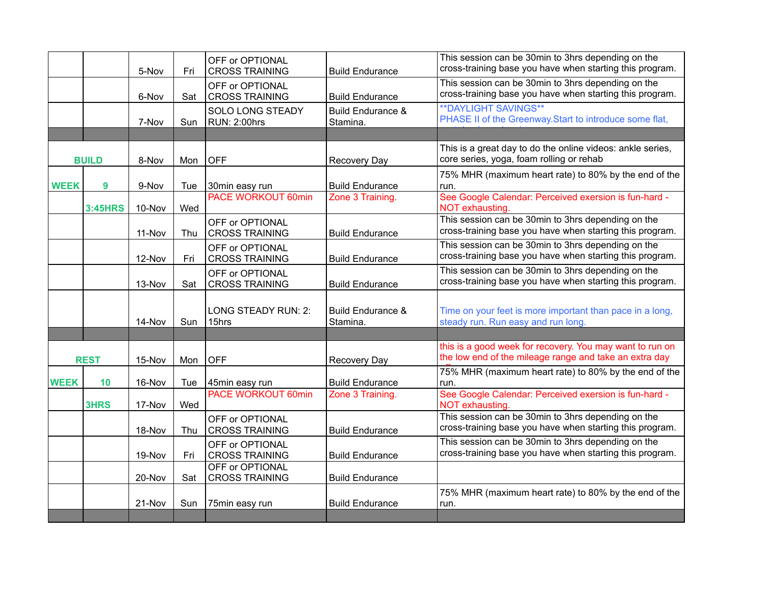| | | | | | | |
|---|---|---|---|---|---|---|
| | | 5-Nov | Fri | OFF or OPTIONAL CROSS TRAINING | Build Endurance | This session can be 30min to 3hrs depending on the cross-training base you have when starting this program. |
| | | 6-Nov | Sat | OFF or OPTIONAL CROSS TRAINING | Build Endurance | This session can be 30min to 3hrs depending on the cross-training base you have when starting this program. |
| | | 7-Nov | Sun | SOLO LONG STEADY RUN: 2:00hrs | Build Endurance & Stamina. | **DAYLIGHT SAVINGS** PHASE II of the Greenway.Start to introduce some flat, |
| | | | | | | |
| BUILD | | 8-Nov | Mon | OFF | Recovery Day | This is a great day to do the online videos: ankle series, core series, yoga, foam rolling or rehab |
| WEEK | 9 | 9-Nov | Tue | 30min easy run | Build Endurance | 75% MHR (maximum heart rate) to 80% by the end of the run. |
| | 3:45HRS | 10-Nov | Wed | PACE WORKOUT 60min | Zone 3 Training. | See Google Calendar: Perceived exersion is fun-hard - NOT exhausting. |
| | | 11-Nov | Thu | OFF or OPTIONAL CROSS TRAINING | Build Endurance | This session can be 30min to 3hrs depending on the cross-training base you have when starting this program. |
| | | 12-Nov | Fri | OFF or OPTIONAL CROSS TRAINING | Build Endurance | This session can be 30min to 3hrs depending on the cross-training base you have when starting this program. |
| | | 13-Nov | Sat | OFF or OPTIONAL CROSS TRAINING | Build Endurance | This session can be 30min to 3hrs depending on the cross-training base you have when starting this program. |
| | | 14-Nov | Sun | LONG STEADY RUN: 2:15hrs | Build Endurance & Stamina. | Time on your feet is more important than pace in a long, steady run. Run easy and run long. |
| | | | | | | |
| REST | | 15-Nov | Mon | OFF | Recovery Day | this is a good week for recovery. You may want to run on the low end of the mileage range and take an extra day |
| WEEK | 10 | 16-Nov | Tue | 45min easy run | Build Endurance | 75% MHR (maximum heart rate) to 80% by the end of the run. |
| | 3HRS | 17-Nov | Wed | PACE WORKOUT 60min | Zone 3 Training. | See Google Calendar: Perceived exersion is fun-hard - NOT exhausting. |
| | | 18-Nov | Thu | OFF or OPTIONAL CROSS TRAINING | Build Endurance | This session can be 30min to 3hrs depending on the cross-training base you have when starting this program. |
| | | 19-Nov | Fri | OFF or OPTIONAL CROSS TRAINING | Build Endurance | This session can be 30min to 3hrs depending on the cross-training base you have when starting this program. |
| | | 20-Nov | Sat | OFF or OPTIONAL CROSS TRAINING | Build Endurance | |
| | | 21-Nov | Sun | 75min easy run | Build Endurance | 75% MHR (maximum heart rate) to 80% by the end of the run. |
| | | | | | | |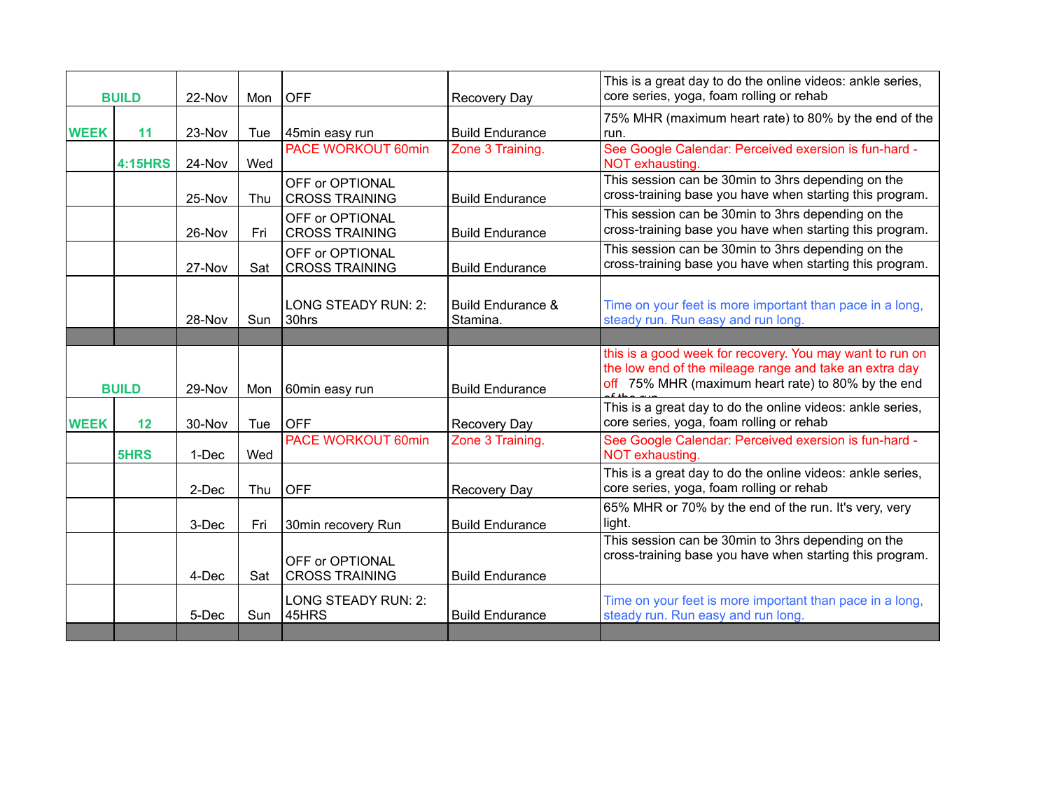| | | | | | | |
|---|---|---|---|---|---|---|
| BUILD | | 22-Nov | Mon | OFF | Recovery Day | This is a great day to do the online videos: ankle series, core series, yoga, foam rolling or rehab |
| WEEK | 11 | 23-Nov | Tue | 45min easy run | Build Endurance | 75% MHR (maximum heart rate) to 80% by the end of the run. |
| | 4:15HRS | 24-Nov | Wed | PACE WORKOUT 60min | Zone 3 Training. | See Google Calendar: Perceived exersion is fun-hard - NOT exhausting. |
| | | 25-Nov | Thu | OFF or OPTIONAL CROSS TRAINING | Build Endurance | This session can be 30min to 3hrs depending on the cross-training base you have when starting this program. |
| | | 26-Nov | Fri | OFF or OPTIONAL CROSS TRAINING | Build Endurance | This session can be 30min to 3hrs depending on the cross-training base you have when starting this program. |
| | | 27-Nov | Sat | OFF or OPTIONAL CROSS TRAINING | Build Endurance | This session can be 30min to 3hrs depending on the cross-training base you have when starting this program. |
| | | 28-Nov | Sun | LONG STEADY RUN: 2:30hrs | Build Endurance & Stamina. | Time on your feet is more important than pace in a long, steady run. Run easy and run long. |
| | | | | | | |
| BUILD | | 29-Nov | Mon | 60min easy run | Build Endurance | this is a good week for recovery. You may want to run on the low end of the mileage range and take an extra day off 75% MHR (maximum heart rate) to 80% by the end of the run |
| WEEK | 12 | 30-Nov | Tue | OFF | Recovery Day | This is a great day to do the online videos: ankle series, core series, yoga, foam rolling or rehab |
| | 5HRS | 1-Dec | Wed | PACE WORKOUT 60min | Zone 3 Training. | See Google Calendar: Perceived exersion is fun-hard - NOT exhausting. |
| | | 2-Dec | Thu | OFF | Recovery Day | This is a great day to do the online videos: ankle series, core series, yoga, foam rolling or rehab |
| | | 3-Dec | Fri | 30min recovery Run | Build Endurance | 65% MHR or 70% by the end of the run. It's very, very light. |
| | | 4-Dec | Sat | OFF or OPTIONAL CROSS TRAINING | Build Endurance | This session can be 30min to 3hrs depending on the cross-training base you have when starting this program. |
| | | 5-Dec | Sun | LONG STEADY RUN: 2:45HRS | Build Endurance | Time on your feet is more important than pace in a long, steady run. Run easy and run long. |
| | | | | | | |